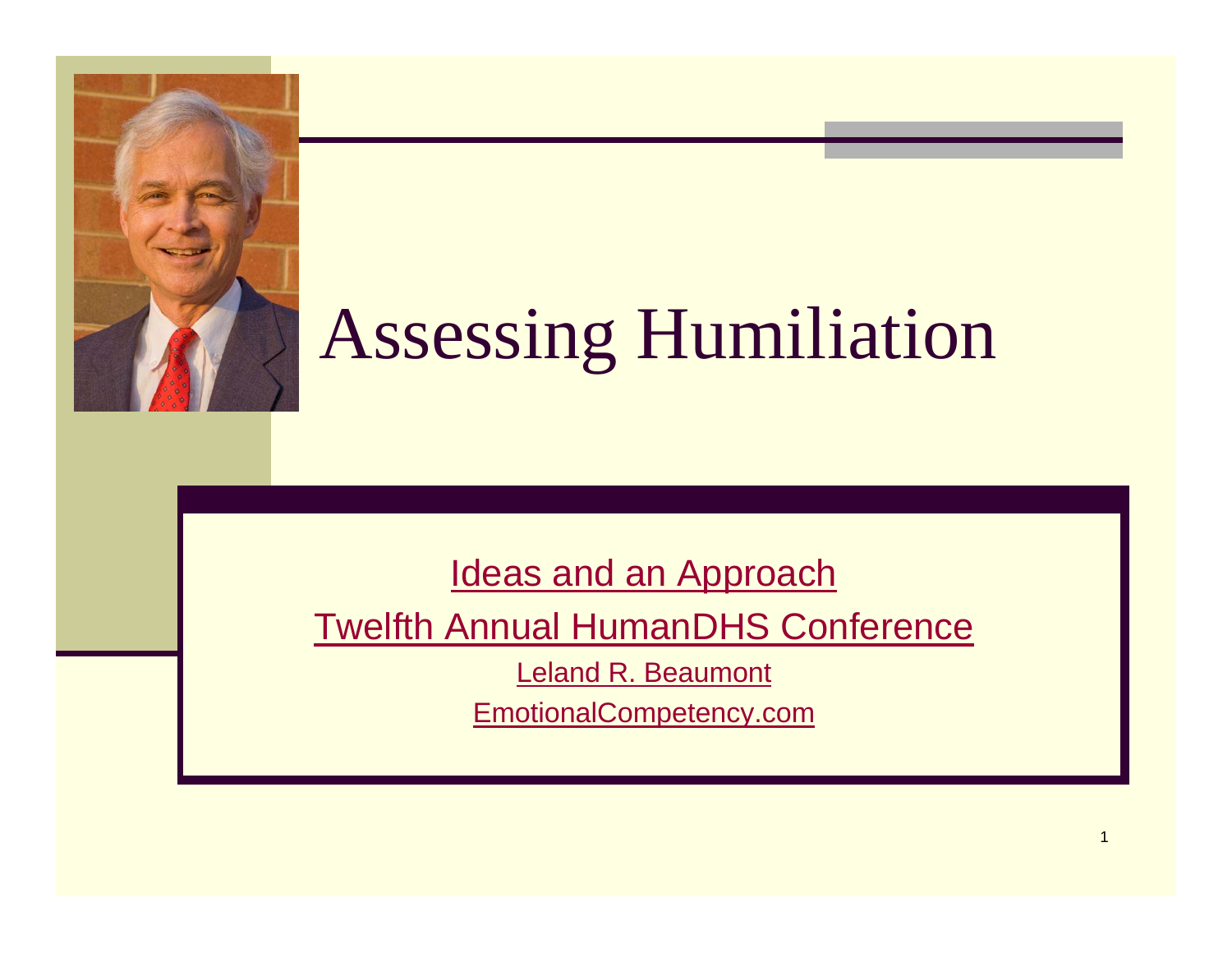# Assessing Humiliation

Ideas and an Approach

Twelfth Annual HumanDHS Conference

Leland R. Beaumont

EmotionalCompetency.com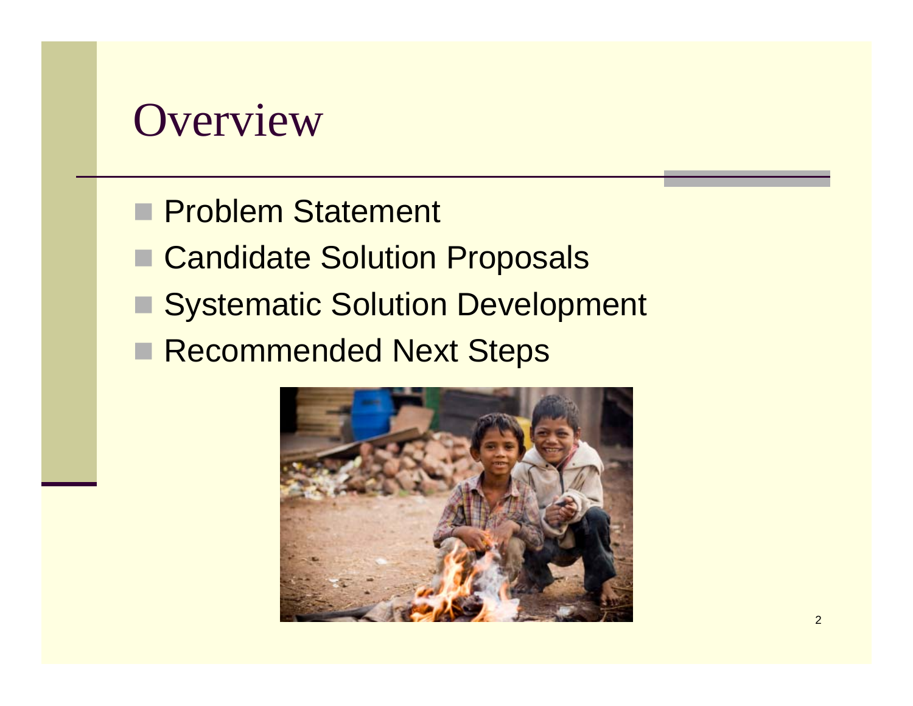# Overview

- Problem Statement
- Candidate Solution Proposals
- Systematic Solution Development
- Recommended Next Steps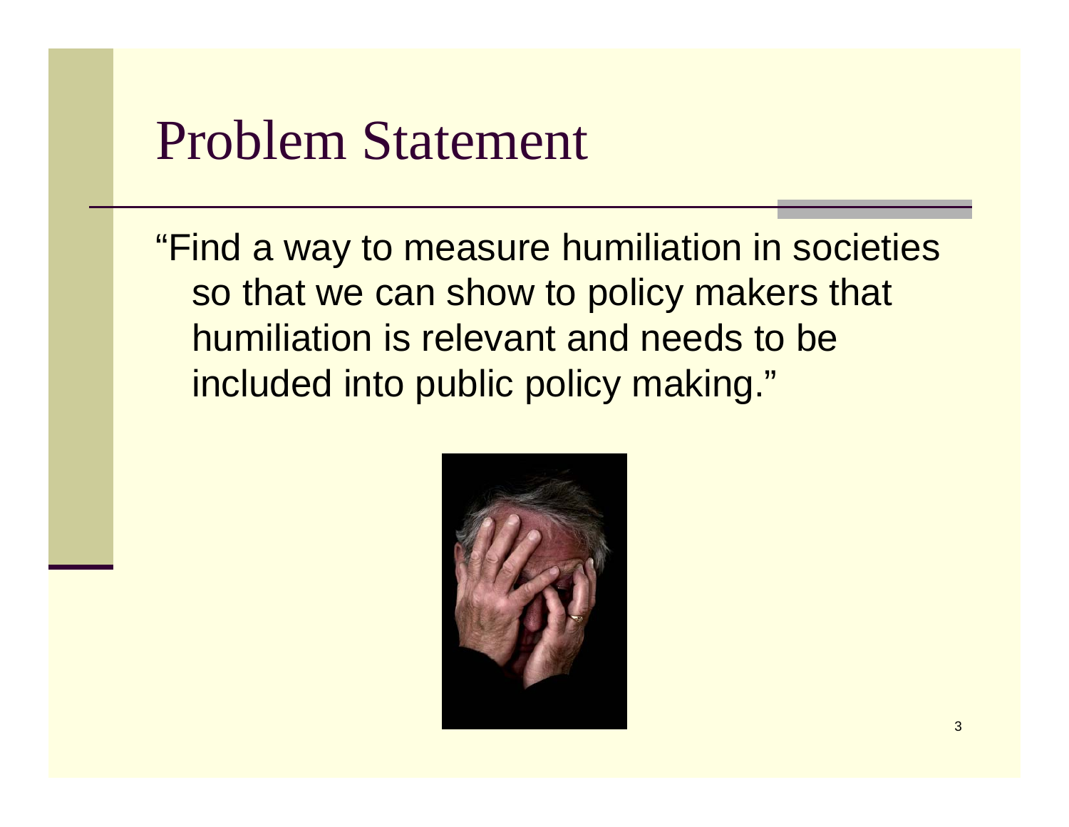# Problem Statement

"Find a way to measure humiliation in societies so that we can show to policy makers that humiliation is relevant and needs to be included into public policy making."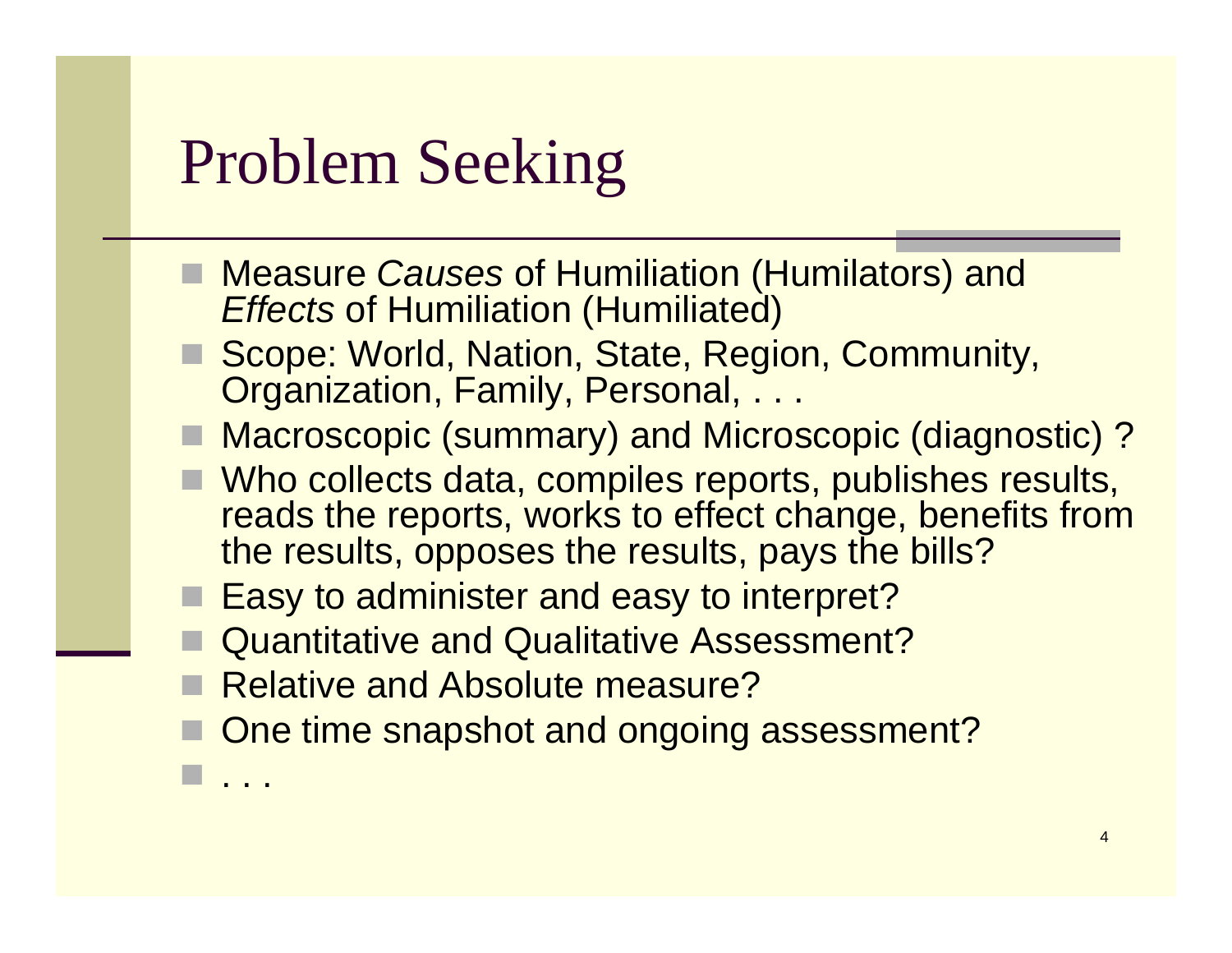# Problem Seeking

- Measure *Causes* of Humiliation (Humilators) and *Effects* of Humiliation (Humiliated)
- Scope: World, Nation, State, Region, Community, Organization, Family, Personal, . . .
- Macroscopic (summary) and Microscopic (diagnostic) ?
- Who collects data, compiles reports, publishes results, reads the reports, works to effect change, benefits from the results, opposes the results, pays the bills?
- Easy to administer and easy to interpret?
- Quantitative and Qualitative Assessment?
- Relative and Absolute measure?
- One time snapshot and ongoing assessment?
- . . .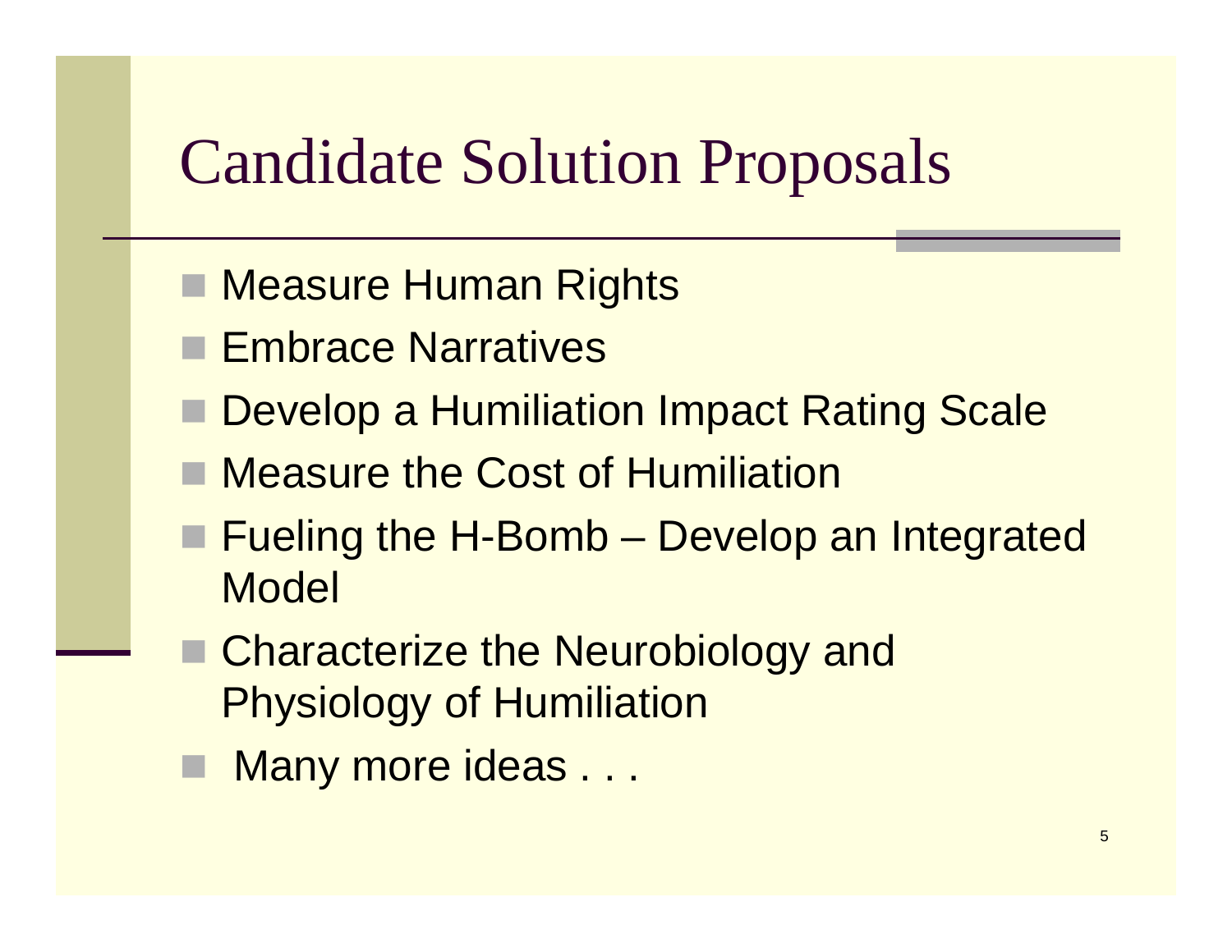# Candidate Solution Proposals

- Measure Human Rights
- Embrace Narratives
- Develop a Humiliation Impact Rating Scale
- Measure the Cost of Humiliation
- Fueling the H-Bomb – Develop an Integrated Model
- Characterize the Neurobiology and Physiology of Humiliation
- Many more ideas . . .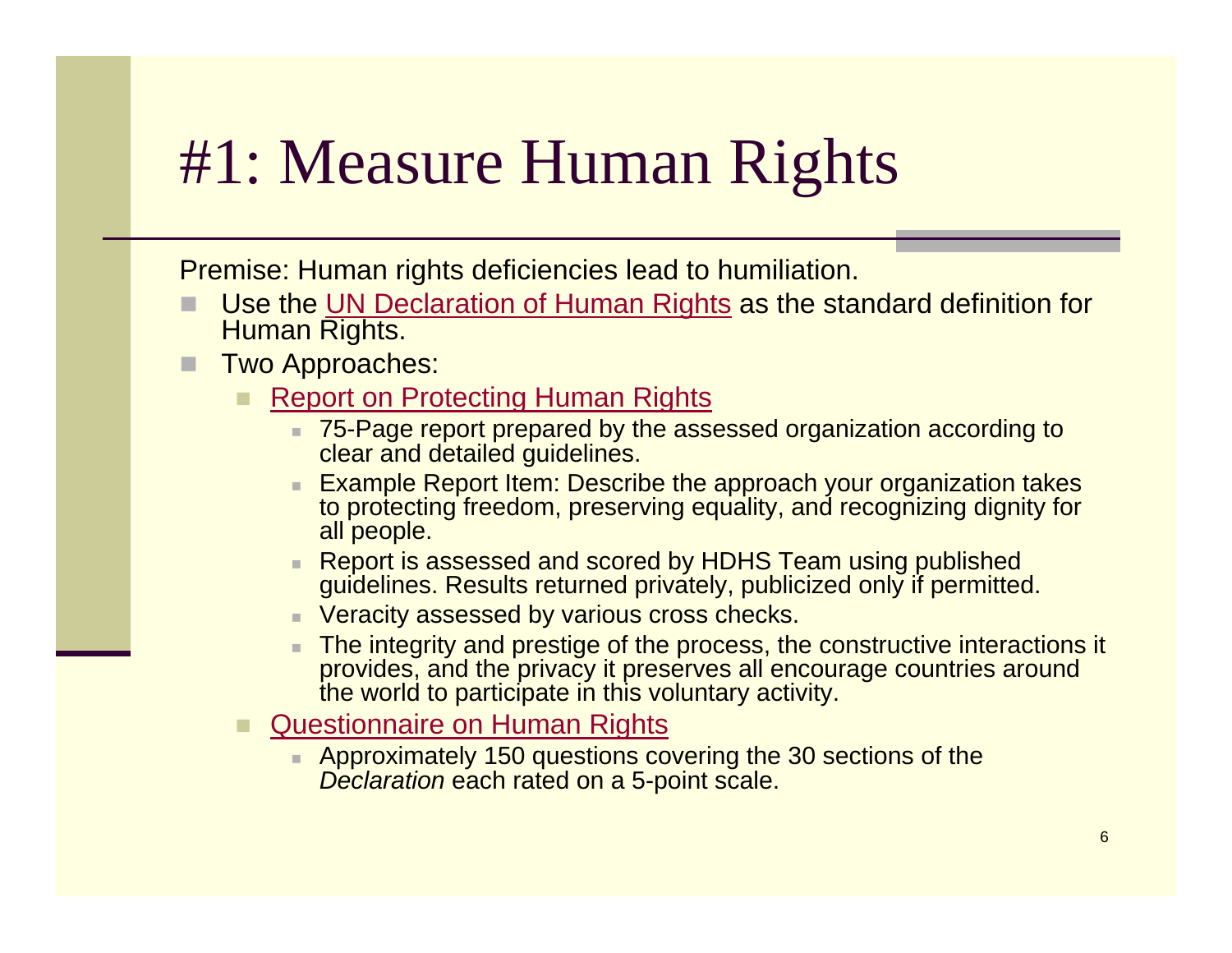# #1: Measure Human Rights

Premise: Human rights deficiencies lead to humiliation.

- Use the UN Declaration of Human Rights as the standard definition for Human Rights.
- Two Approaches:
  - Report on Protecting Human Rights
    - 75-Page report prepared by the assessed organization according to clear and detailed guidelines.
    - Example Report Item: Describe the approach your organization takes to protecting freedom, preserving equality, and recognizing dignity for all people.
    - Report is assessed and scored by HDHS Team using published guidelines. Results returned privately, publicized only if permitted.
    - Veracity assessed by various cross checks.
    - The integrity and prestige of the process, the constructive interactions it provides, and the privacy it preserves all encourage countries around the world to participate in this voluntary activity.
  - Questionnaire on Human Rights
    - Approximately 150 questions covering the 30 sections of the *Declaration* each rated on a 5-point scale.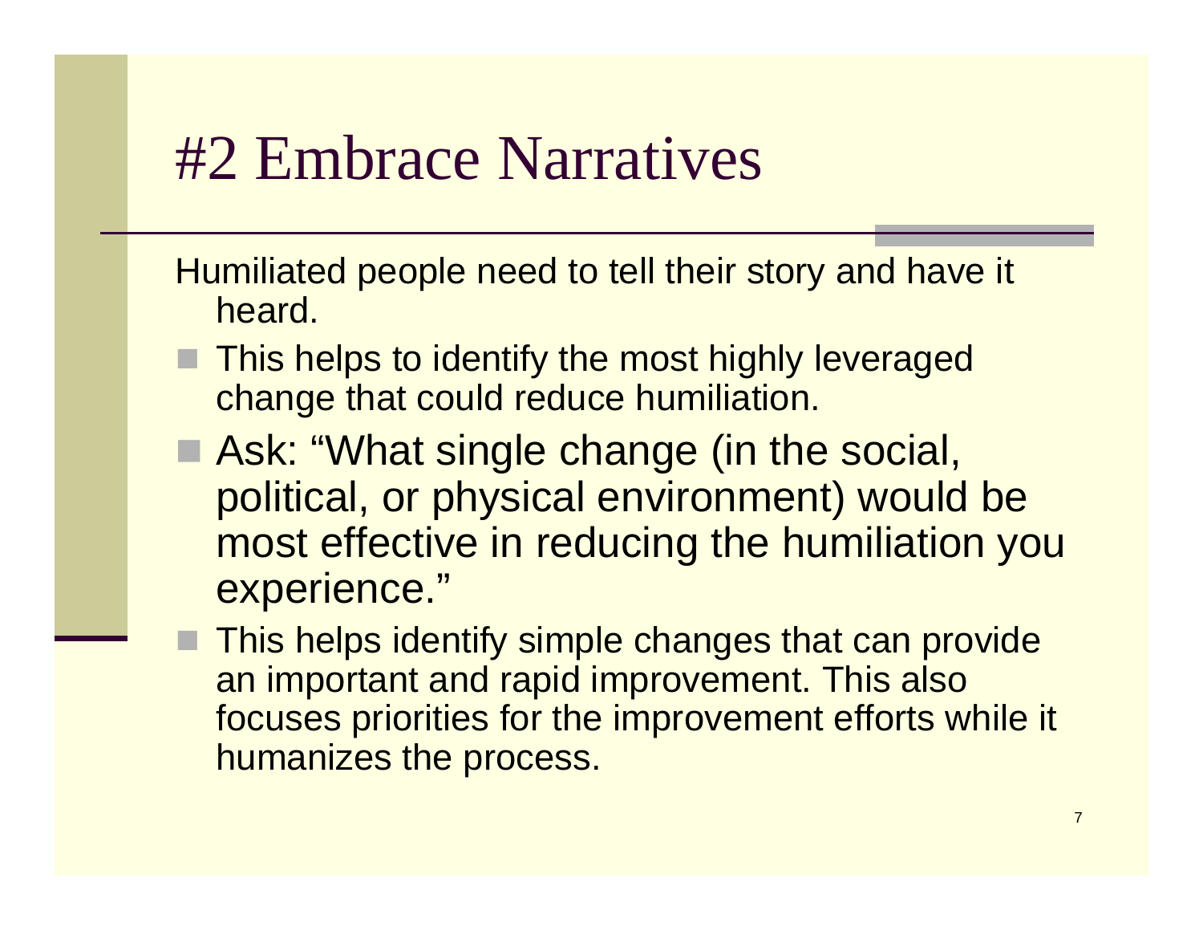# #2 Embrace Narratives

Humiliated people need to tell their story and have it heard.

- This helps to identify the most highly leveraged change that could reduce humiliation.
- Ask: "What single change (in the social, political, or physical environment) would be most effective in reducing the humiliation you experience."
- This helps identify simple changes that can provide an important and rapid improvement. This also focuses priorities for the improvement efforts while it humanizes the process.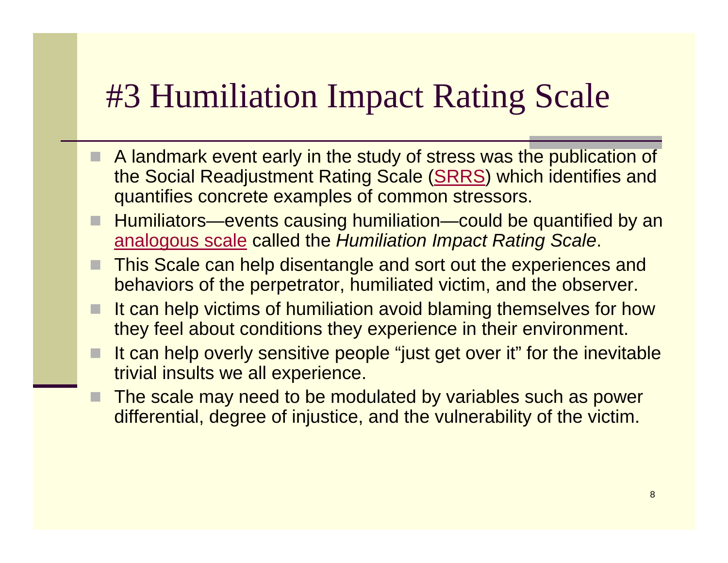# #3 Humiliation Impact Rating Scale

- A landmark event early in the study of stress was the publication of the Social Readjustment Rating Scale (SRRS) which identifies and quantifies concrete examples of common stressors.
- Humiliators—events causing humiliation—could be quantified by an analogous scale called the *Humiliation Impact Rating Scale*.
- This Scale can help disentangle and sort out the experiences and behaviors of the perpetrator, humiliated victim, and the observer.
- It can help victims of humiliation avoid blaming themselves for how they feel about conditions they experience in their environment.
- It can help overly sensitive people "just get over it" for the inevitable trivial insults we all experience.
- The scale may need to be modulated by variables such as power differential, degree of injustice, and the vulnerability of the victim.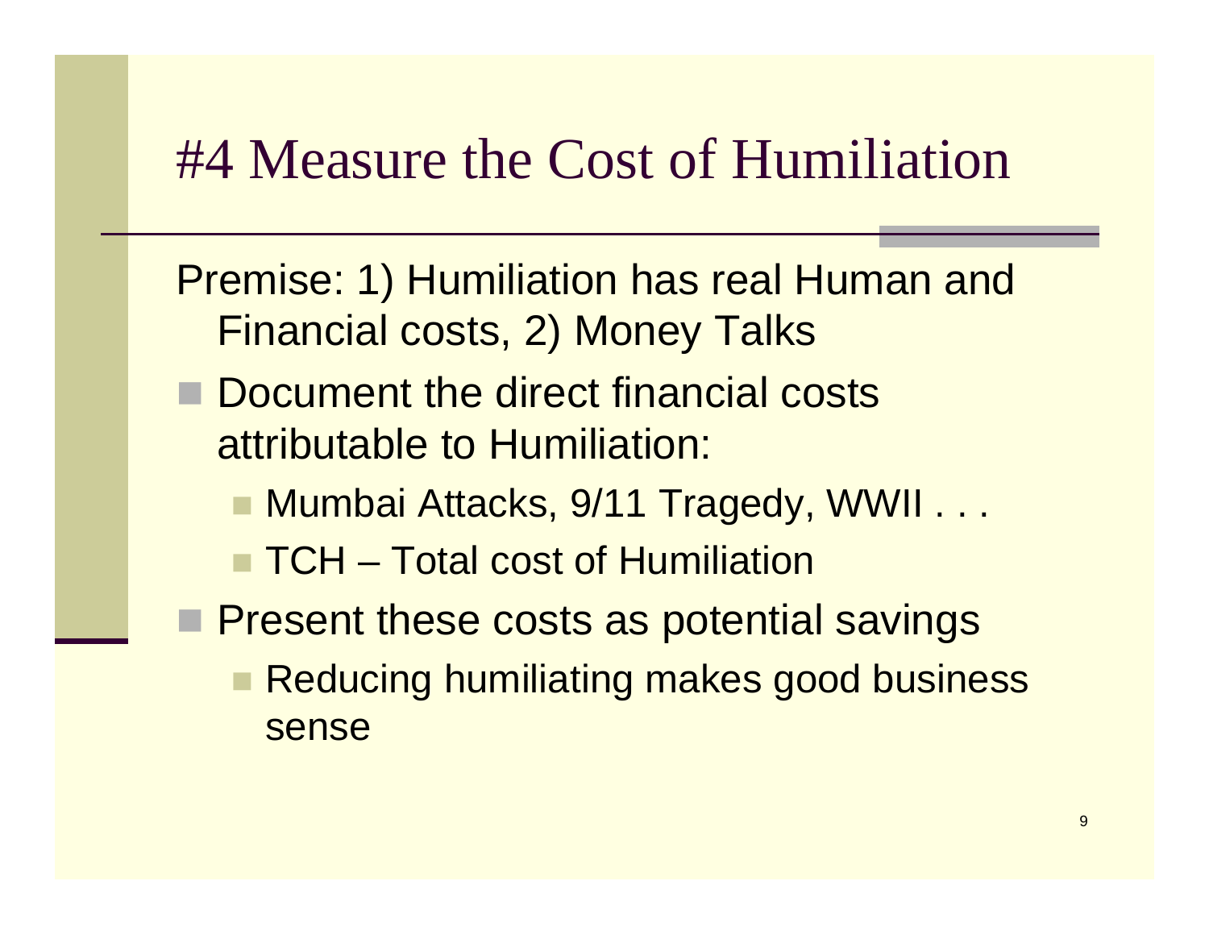# #4 Measure the Cost of Humiliation

Premise: 1) Humiliation has real Human and Financial costs, 2) Money Talks

- Document the direct financial costs attributable to Humiliation:
  - Mumbai Attacks, 9/11 Tragedy, WWII . . .
  - TCH – Total cost of Humiliation
- Present these costs as potential savings
  - Reducing humiliating makes good business sense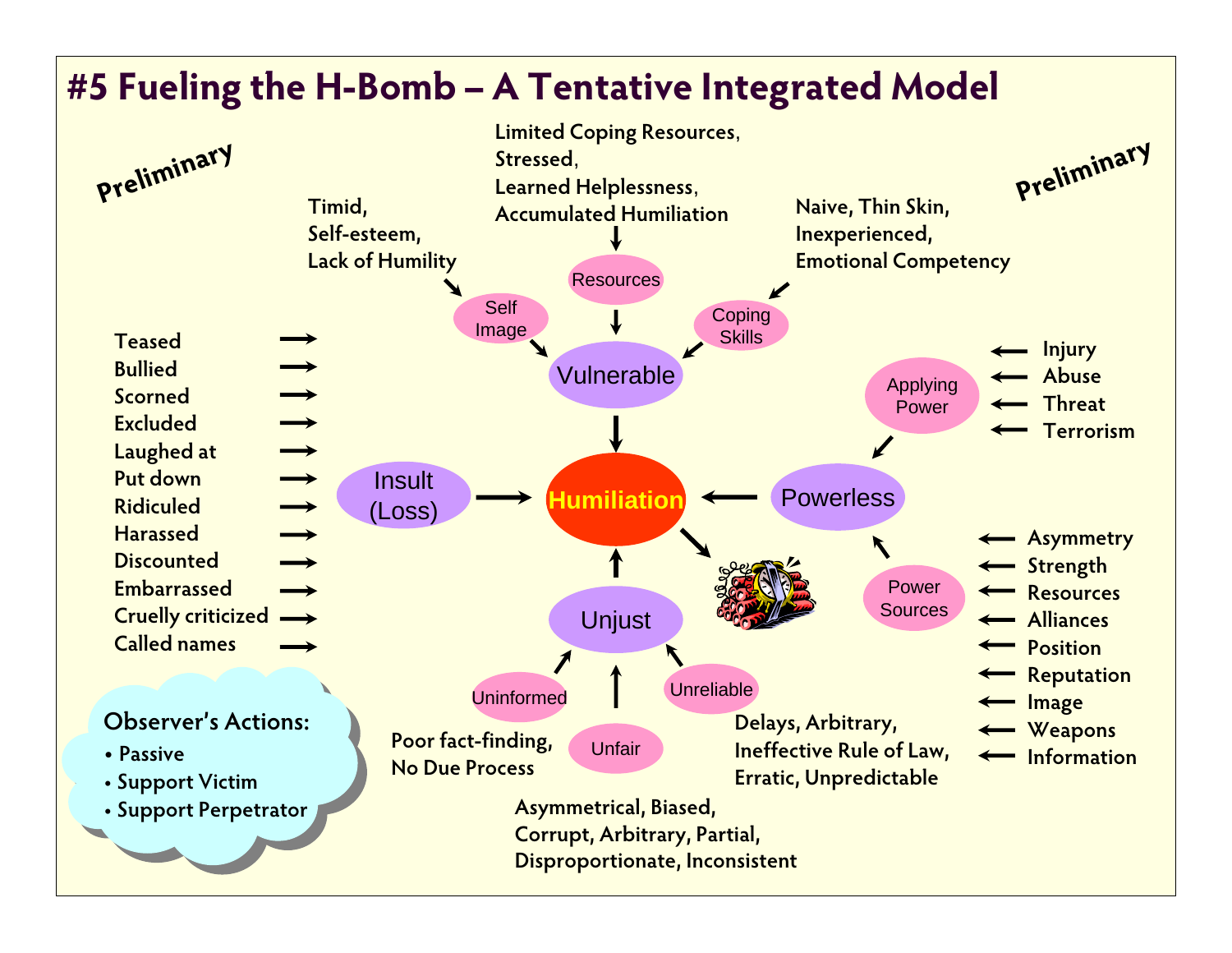# #5 Fueling the H-Bomb – A Tentative Integrated Model

*Preliminary*

**Vulnerable** → Humiliation

- **Self Image** → Vulnerable
  - Timid, Self-esteem, Lack of Humility
- **Resources** → Vulnerable
  - Limited Coping Resources, Stressed, Learned Helplessness, Accumulated Humiliation
- **Coping Skills** → Vulnerable
  - Naive, Thin Skin, Inexperienced, Emotional Competency

**Insult (Loss)** → Humiliation

- Teased
- Bullied
- Scorned
- Excluded
- Laughed at
- Put down
- Ridiculed
- Harassed
- Discounted
- Embarrassed
- Cruelly criticized
- Called names

**Powerless** → Humiliation

- **Applying Power** → Powerless
  - Injury
  - Abuse
  - Threat
  - Terrorism
- **Power Sources** → Powerless
  - Asymmetry
  - Strength
  - Resources
  - Alliances
  - Position
  - Reputation
  - Image
  - Weapons
  - Information

**Unjust** → Humiliation

- **Uninformed** → Unjust
  - Poor fact-finding, No Due Process
- **Unfair** → Unjust
  - Asymmetrical, Biased, Corrupt, Arbitrary, Partial, Disproportionate, Inconsistent
- **Unreliable** → Unjust
  - Delays, Arbitrary, Ineffective Rule of Law, Erratic, Unpredictable

**Humiliation** → (bomb)

**Observer's Actions:**

- Passive
- Support Victim
- Support Perpetrator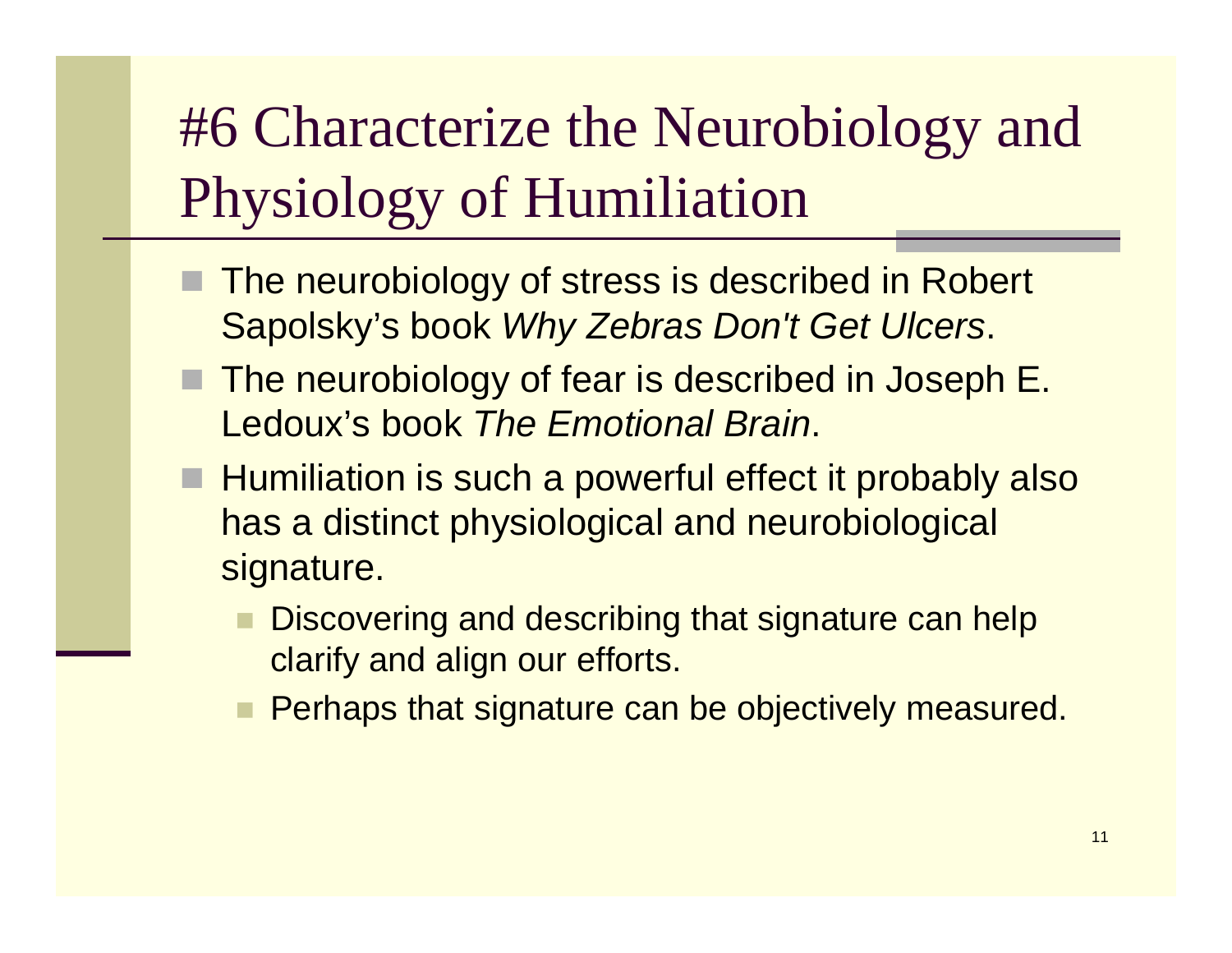# #6 Characterize the Neurobiology and Physiology of Humiliation

- The neurobiology of stress is described in Robert Sapolsky's book *Why Zebras Don't Get Ulcers*.
- The neurobiology of fear is described in Joseph E. Ledoux's book *The Emotional Brain*.
- Humiliation is such a powerful effect it probably also has a distinct physiological and neurobiological signature.
  - Discovering and describing that signature can help clarify and align our efforts.
  - Perhaps that signature can be objectively measured.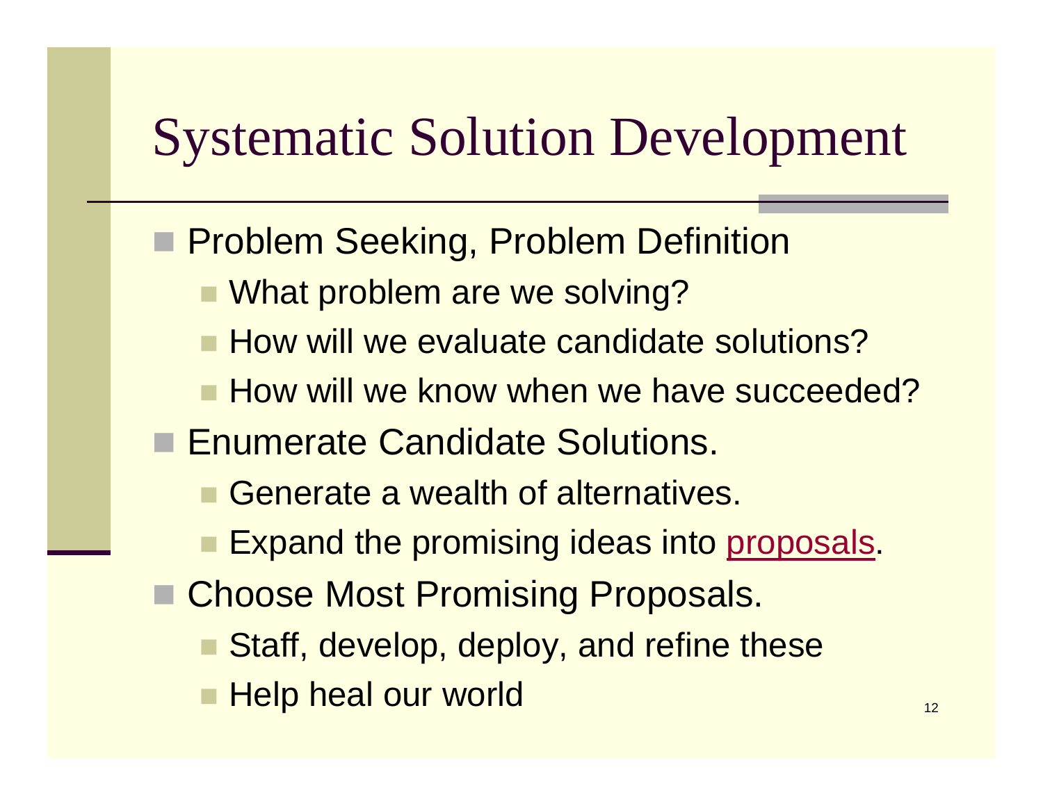# Systematic Solution Development

- Problem Seeking, Problem Definition
  - What problem are we solving?
  - How will we evaluate candidate solutions?
  - How will we know when we have succeeded?
- Enumerate Candidate Solutions.
  - Generate a wealth of alternatives.
  - Expand the promising ideas into proposals.
- Choose Most Promising Proposals.
  - Staff, develop, deploy, and refine these
  - Help heal our world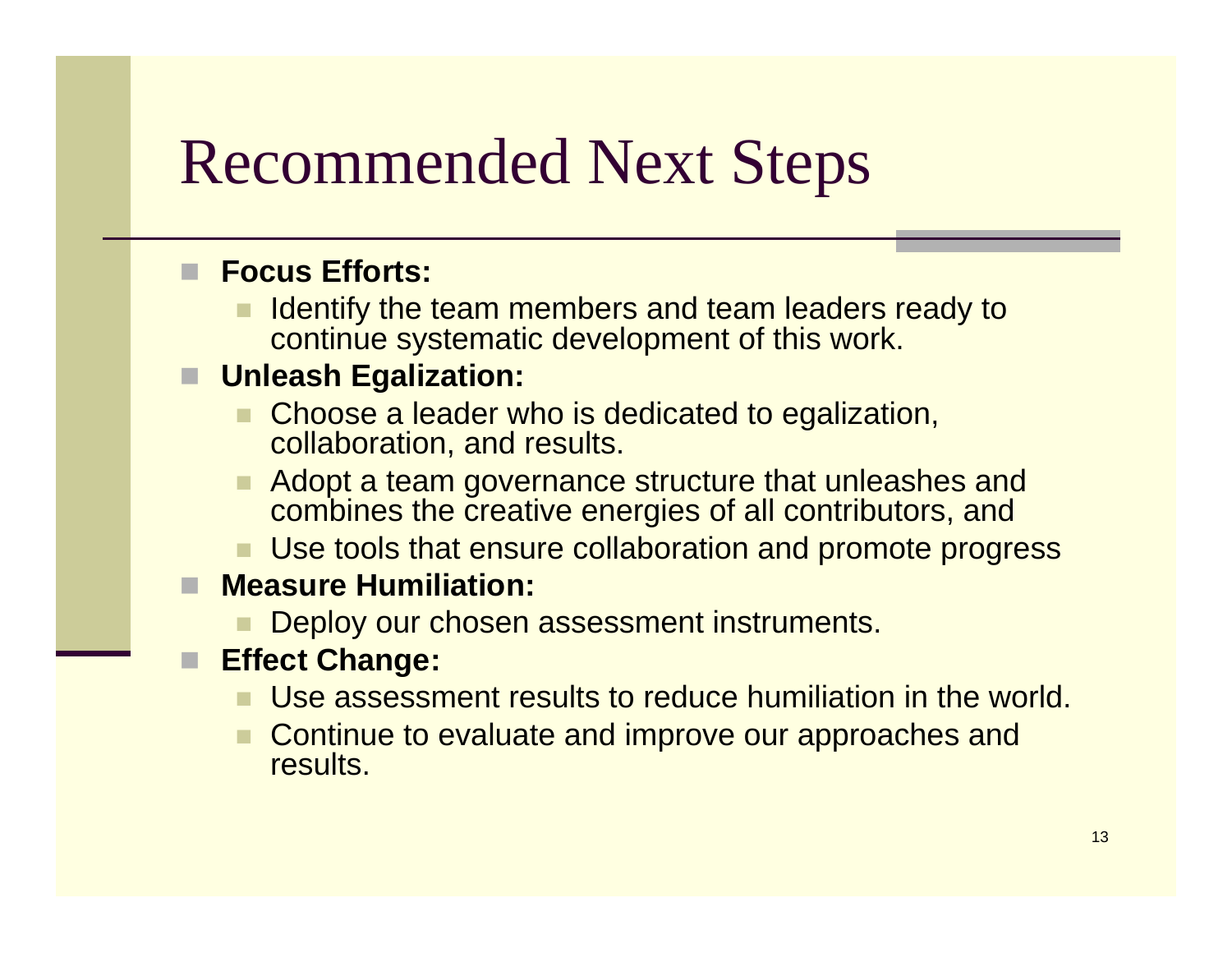# Recommended Next Steps

- **Focus Efforts:**
  - Identify the team members and team leaders ready to continue systematic development of this work.
- **Unleash Egalization:**
  - Choose a leader who is dedicated to egalization, collaboration, and results.
  - Adopt a team governance structure that unleashes and combines the creative energies of all contributors, and
  - Use tools that ensure collaboration and promote progress
- **Measure Humiliation:**
  - Deploy our chosen assessment instruments.
- **Effect Change:**
  - Use assessment results to reduce humiliation in the world.
  - Continue to evaluate and improve our approaches and results.